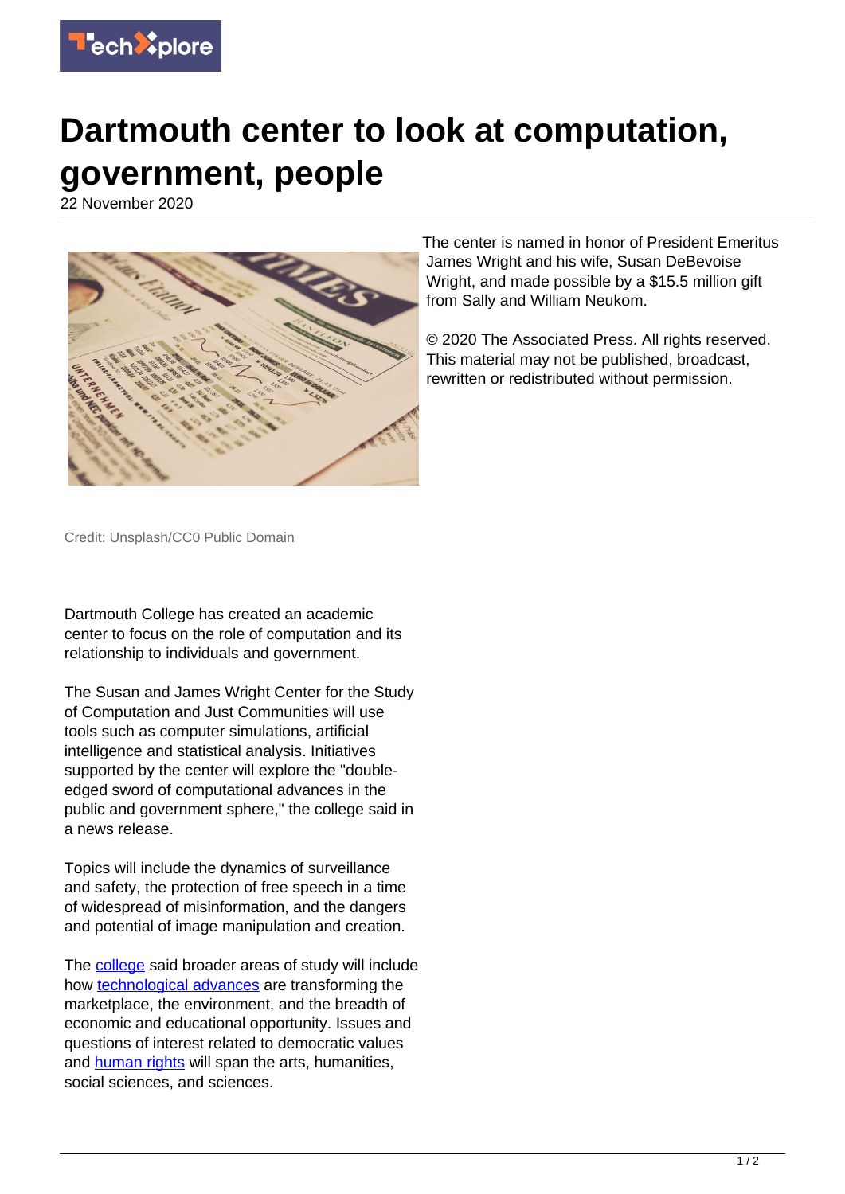# Dartmouth center to look at computation, government, people

22 November 2020

Credit: Unsplash/CC0 Public Domain

Dartmouth College has created an academic center to focus on the role of computation and its relationship to individuals and government.

The Susan and James Wright Center for the Study of Computation and Just Communities will use tools such as computer simulations, artificial intelligence and statistical analysis. Initiatives supported by the center will explore the "double-edged sword of computational advances in the public and government sphere," the college said in a news release.

Topics will include the dynamics of surveillance and safety, the protection of free speech in a time of widespread of misinformation, and the dangers and potential of image manipulation and creation.

The college said broader areas of study will include how technological advances are transforming the marketplace, the environment, and the breadth of economic and educational opportunity. Issues and questions of interest related to democratic values and human rights will span the arts, humanities, social sciences, and sciences.

The center is named in honor of President Emeritus James Wright and his wife, Susan DeBevoise Wright, and made possible by a $15.5 million gift from Sally and William Neukom.

© 2020 The Associated Press. All rights reserved. This material may not be published, broadcast, rewritten or redistributed without permission.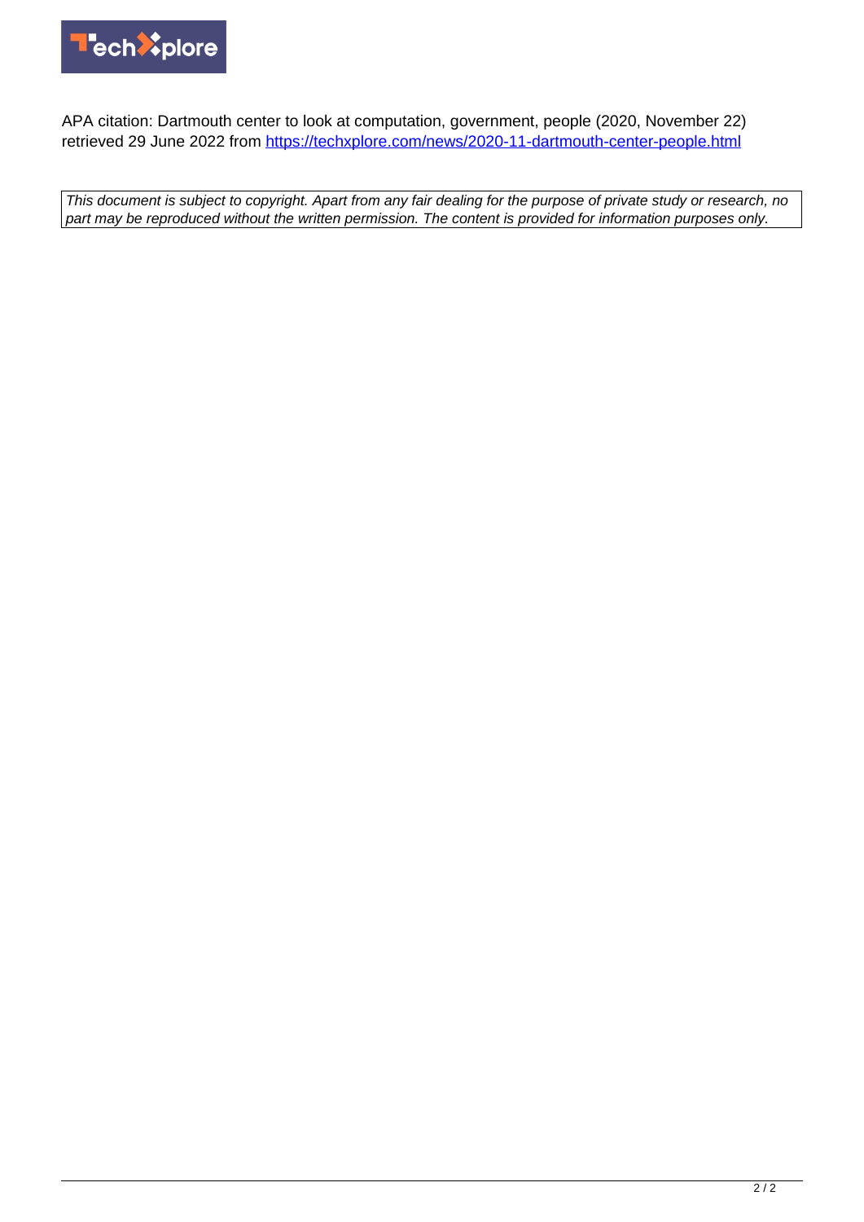APA citation: Dartmouth center to look at computation, government, people (2020, November 22) retrieved 29 June 2022 from https://techxplore.com/news/2020-11-dartmouth-center-people.html

*This document is subject to copyright. Apart from any fair dealing for the purpose of private study or research, no part may be reproduced without the written permission. The content is provided for information purposes only.*